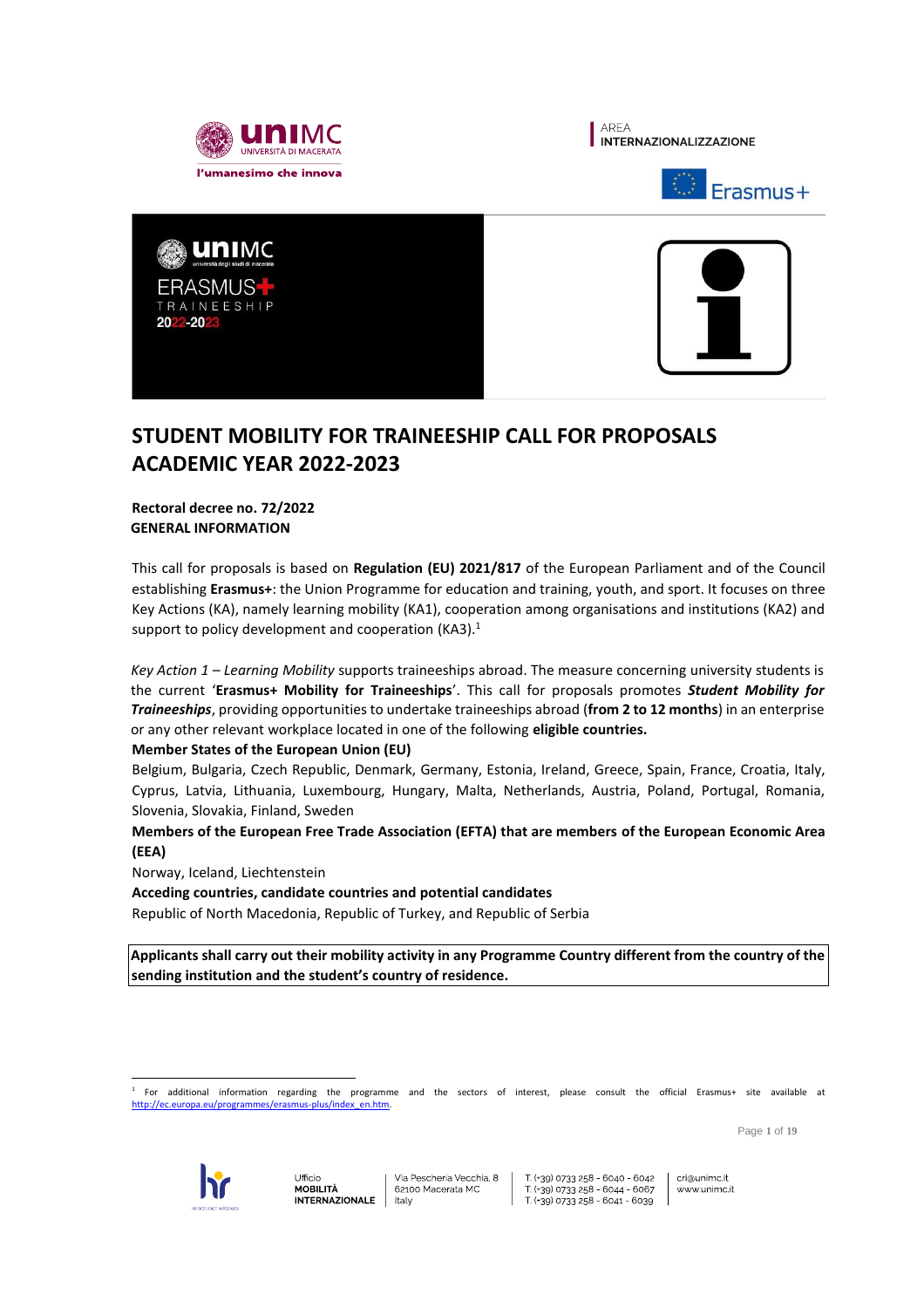# STUDENT MOBILITY FOR TRAINEESHIP CALL FOR PROPOSALS ACADEMIC YEAR 2022-2023

**Rectoral decree no. 72/2022**
**GENERAL INFORMATION**

This call for proposals is based on **Regulation (EU) 2021/817** of the European Parliament and of the Council establishing **Erasmus+**: the Union Programme for education and training, youth, and sport. It focuses on three Key Actions (KA), namely learning mobility (KA1), cooperation among organisations and institutions (KA2) and support to policy development and cooperation (KA3).[1]

*Key Action 1 – Learning Mobility* supports traineeships abroad. The measure concerning university students is the current '**Erasmus+ Mobility for Traineeships**'. This call for proposals promotes ***Student Mobility for Traineeships***, providing opportunities to undertake traineeships abroad (**from 2 to 12 months**) in an enterprise or any other relevant workplace located in one of the following **eligible countries.**

**Member States of the European Union (EU)**

Belgium, Bulgaria, Czech Republic, Denmark, Germany, Estonia, Ireland, Greece, Spain, France, Croatia, Italy, Cyprus, Latvia, Lithuania, Luxembourg, Hungary, Malta, Netherlands, Austria, Poland, Portugal, Romania, Slovenia, Slovakia, Finland, Sweden

**Members of the European Free Trade Association (EFTA) that are members of the European Economic Area (EEA)**

Norway, Iceland, Liechtenstein

**Acceding countries, candidate countries and potential candidates**

Republic of North Macedonia, Republic of Turkey, and Republic of Serbia

**Applicants shall carry out their mobility activity in any Programme Country different from the country of the sending institution and the student's country of residence.**

[1] For additional information regarding the programme and the sectors of interest, please consult the official Erasmus+ site available at http://ec.europa.eu/programmes/erasmus-plus/index_en.htm.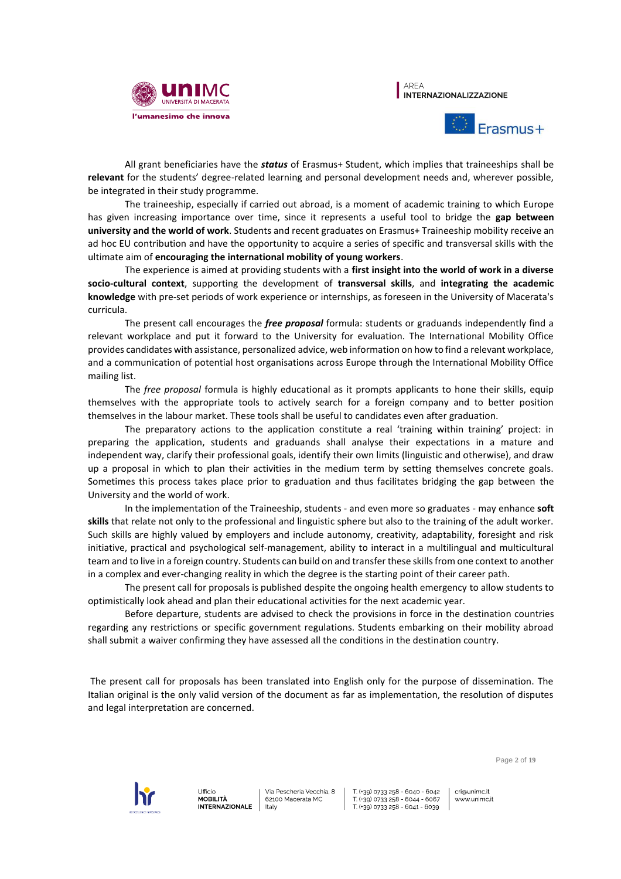All grant beneficiaries have the ***status*** of Erasmus+ Student, which implies that traineeships shall be **relevant** for the students' degree-related learning and personal development needs and, wherever possible, be integrated in their study programme.

The traineeship, especially if carried out abroad, is a moment of academic training to which Europe has given increasing importance over time, since it represents a useful tool to bridge the **gap between university and the world of work**. Students and recent graduates on Erasmus+ Traineeship mobility receive an ad hoc EU contribution and have the opportunity to acquire a series of specific and transversal skills with the ultimate aim of **encouraging the international mobility of young workers**.

The experience is aimed at providing students with a **first insight into the world of work in a diverse socio-cultural context**, supporting the development of **transversal skills**, and **integrating the academic knowledge** with pre-set periods of work experience or internships, as foreseen in the University of Macerata's curricula.

The present call encourages the ***free proposal*** formula: students or graduands independently find a relevant workplace and put it forward to the University for evaluation. The International Mobility Office provides candidates with assistance, personalized advice, web information on how to find a relevant workplace, and a communication of potential host organisations across Europe through the International Mobility Office mailing list.

The *free proposal* formula is highly educational as it prompts applicants to hone their skills, equip themselves with the appropriate tools to actively search for a foreign company and to better position themselves in the labour market. These tools shall be useful to candidates even after graduation.

The preparatory actions to the application constitute a real 'training within training' project: in preparing the application, students and graduands shall analyse their expectations in a mature and independent way, clarify their professional goals, identify their own limits (linguistic and otherwise), and draw up a proposal in which to plan their activities in the medium term by setting themselves concrete goals. Sometimes this process takes place prior to graduation and thus facilitates bridging the gap between the University and the world of work.

In the implementation of the Traineeship, students - and even more so graduates - may enhance **soft skills** that relate not only to the professional and linguistic sphere but also to the training of the adult worker. Such skills are highly valued by employers and include autonomy, creativity, adaptability, foresight and risk initiative, practical and psychological self-management, ability to interact in a multilingual and multicultural team and to live in a foreign country. Students can build on and transfer these skills from one context to another in a complex and ever-changing reality in which the degree is the starting point of their career path.

The present call for proposals is published despite the ongoing health emergency to allow students to optimistically look ahead and plan their educational activities for the next academic year.

Before departure, students are advised to check the provisions in force in the destination countries regarding any restrictions or specific government regulations. Students embarking on their mobility abroad shall submit a waiver confirming they have assessed all the conditions in the destination country.

The present call for proposals has been translated into English only for the purpose of dissemination. The Italian original is the only valid version of the document as far as implementation, the resolution of disputes and legal interpretation are concerned.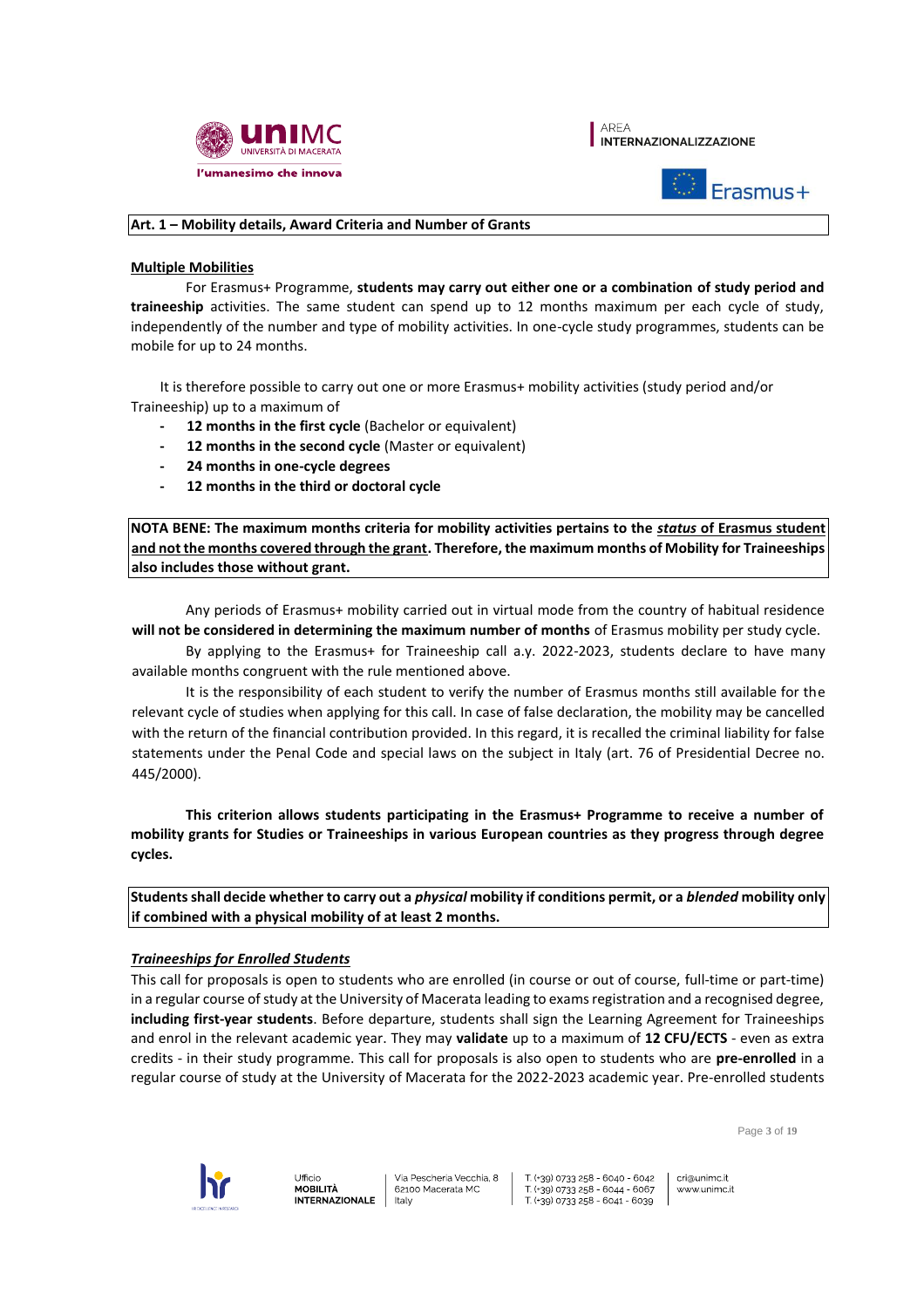**Art. 1 – Mobility details, Award Criteria and Number of Grants**

**Multiple Mobilities**

For Erasmus+ Programme, **students may carry out either one or a combination of study period and traineeship** activities. The same student can spend up to 12 months maximum per each cycle of study, independently of the number and type of mobility activities. In one-cycle study programmes, students can be mobile for up to 24 months.

It is therefore possible to carry out one or more Erasmus+ mobility activities (study period and/or Traineeship) up to a maximum of

- **12 months in the first cycle** (Bachelor or equivalent)
- **12 months in the second cycle** (Master or equivalent)
- **24 months in one-cycle degrees**
- **12 months in the third or doctoral cycle**

**NOTA BENE: The maximum months criteria for mobility activities pertains to the *status* of Erasmus student and not the months covered through the grant. Therefore, the maximum months of Mobility for Traineeships also includes those without grant.**

Any periods of Erasmus+ mobility carried out in virtual mode from the country of habitual residence **will not be considered in determining the maximum number of months** of Erasmus mobility per study cycle.

By applying to the Erasmus+ for Traineeship call a.y. 2022-2023, students declare to have many available months congruent with the rule mentioned above.

It is the responsibility of each student to verify the number of Erasmus months still available for the relevant cycle of studies when applying for this call. In case of false declaration, the mobility may be cancelled with the return of the financial contribution provided. In this regard, it is recalled the criminal liability for false statements under the Penal Code and special laws on the subject in Italy (art. 76 of Presidential Decree no. 445/2000).

**This criterion allows students participating in the Erasmus+ Programme to receive a number of mobility grants for Studies or Traineeships in various European countries as they progress through degree cycles.**

**Students shall decide whether to carry out a *physical* mobility if conditions permit, or a *blended* mobility only if combined with a physical mobility of at least 2 months.**

***Traineeships for Enrolled Students***

This call for proposals is open to students who are enrolled (in course or out of course, full-time or part-time) in a regular course of study at the University of Macerata leading to exams registration and a recognised degree, **including first-year students**. Before departure, students shall sign the Learning Agreement for Traineeships and enrol in the relevant academic year. They may **validate** up to a maximum of **12 CFU/ECTS** - even as extra credits - in their study programme. This call for proposals is also open to students who are **pre-enrolled** in a regular course of study at the University of Macerata for the 2022-2023 academic year. Pre-enrolled students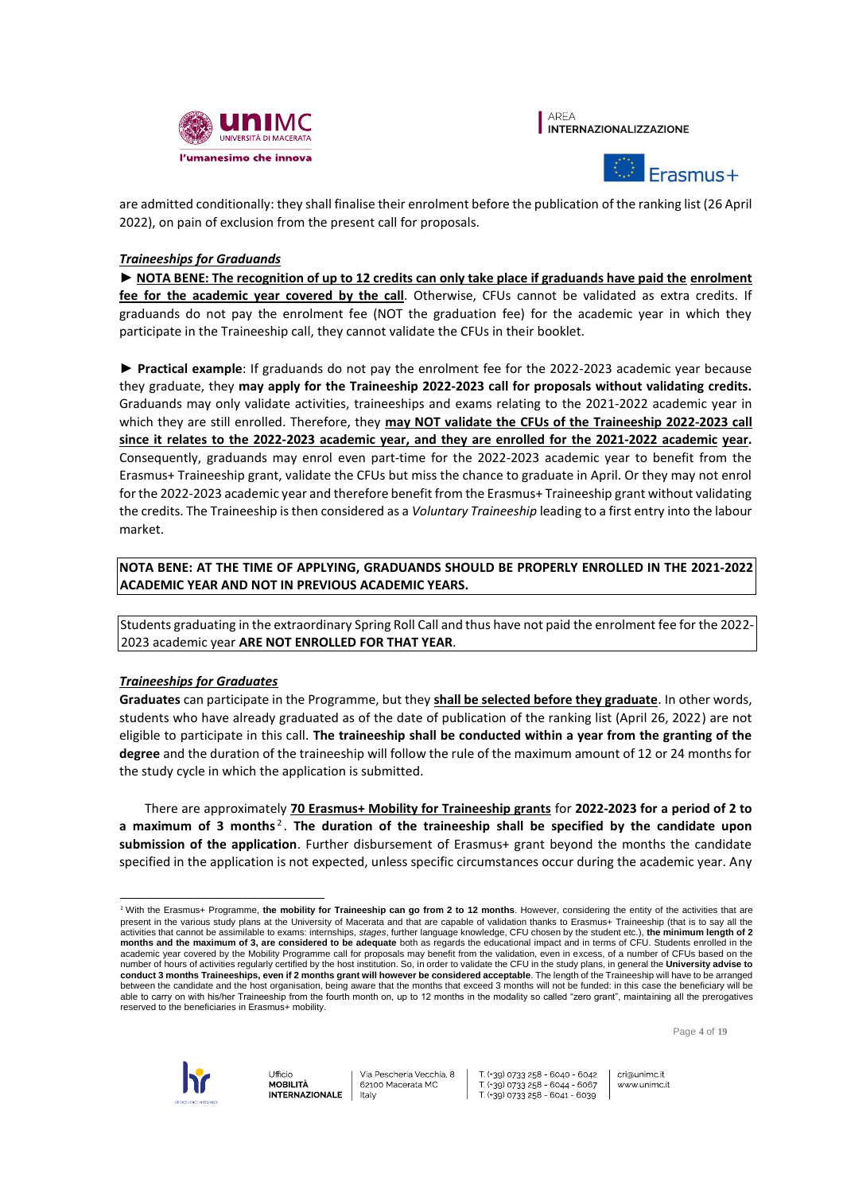are admitted conditionally: they shall finalise their enrolment before the publication of the ranking list (26 April 2022), on pain of exclusion from the present call for proposals.

***Traineeships for Graduands***

► **NOTA BENE: The recognition of up to 12 credits can only take place if graduands have paid the enrolment fee for the academic year covered by the call**. Otherwise, CFUs cannot be validated as extra credits. If graduands do not pay the enrolment fee (NOT the graduation fee) for the academic year in which they participate in the Traineeship call, they cannot validate the CFUs in their booklet.

► **Practical example**: If graduands do not pay the enrolment fee for the 2022-2023 academic year because they graduate, they **may apply for the Traineeship 2022-2023 call for proposals without validating credits.** Graduands may only validate activities, traineeships and exams relating to the 2021-2022 academic year in which they are still enrolled. Therefore, they **may NOT validate the CFUs of the Traineeship 2022-2023 call since it relates to the 2022-2023 academic year, and they are enrolled for the 2021-2022 academic year.** Consequently, graduands may enrol even part-time for the 2022-2023 academic year to benefit from the Erasmus+ Traineeship grant, validate the CFUs but miss the chance to graduate in April. Or they may not enrol for the 2022-2023 academic year and therefore benefit from the Erasmus+ Traineeship grant without validating the credits. The Traineeship is then considered as a *Voluntary Traineeship* leading to a first entry into the labour market.

**NOTA BENE: AT THE TIME OF APPLYING, GRADUANDS SHOULD BE PROPERLY ENROLLED IN THE 2021-2022 ACADEMIC YEAR AND NOT IN PREVIOUS ACADEMIC YEARS.**

Students graduating in the extraordinary Spring Roll Call and thus have not paid the enrolment fee for the 2022-2023 academic year **ARE NOT ENROLLED FOR THAT YEAR**.

***Traineeships for Graduates***

**Graduates** can participate in the Programme, but they **shall be selected before they graduate**. In other words, students who have already graduated as of the date of publication of the ranking list (April 26, 2022) are not eligible to participate in this call. **The traineeship shall be conducted within a year from the granting of the degree** and the duration of the traineeship will follow the rule of the maximum amount of 12 or 24 months for the study cycle in which the application is submitted.

There are approximately **70 Erasmus+ Mobility for Traineeship grants** for **2022-2023 for a period of 2 to a maximum of 3 months**[2]. **The duration of the traineeship shall be specified by the candidate upon submission of the application**. Further disbursement of Erasmus+ grant beyond the months the candidate specified in the application is not expected, unless specific circumstances occur during the academic year. Any

[2] With the Erasmus+ Programme, **the mobility for Traineeship can go from 2 to 12 months**. However, considering the entity of the activities that are present in the various study plans at the University of Macerata and that are capable of validation thanks to Erasmus+ Traineeship (that is to say all the activities that cannot be assimilable to exams: internships, *stages*, further language knowledge, CFU chosen by the student etc.), **the minimum length of 2 months and the maximum of 3, are considered to be adequate** both as regards the educational impact and in terms of CFU. Students enrolled in the academic year covered by the Mobility Programme call for proposals may benefit from the validation, even in excess, of a number of CFUs based on the number of hours of activities regularly certified by the host institution. So, in order to validate the CFU in the study plans, in general the **University advise to conduct 3 months Traineeships, even if 2 months grant will however be considered acceptable**. The length of the Traineeship will have to be arranged between the candidate and the host organisation, being aware that the months that exceed 3 months will not be funded: in this case the beneficiary will be able to carry on with his/her Traineeship from the fourth month on, up to 12 months in the modality so called "zero grant", maintaining all the prerogatives reserved to the beneficiaries in Erasmus+ mobility.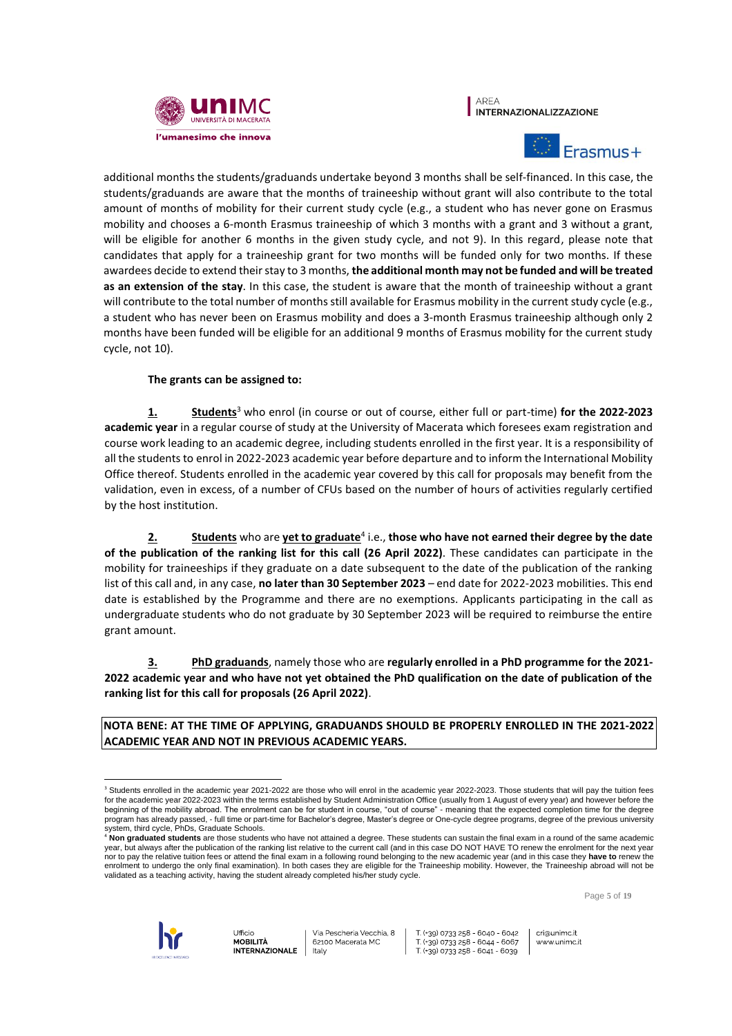additional months the students/graduands undertake beyond 3 months shall be self-financed. In this case, the students/graduands are aware that the months of traineeship without grant will also contribute to the total amount of months of mobility for their current study cycle (e.g., a student who has never gone on Erasmus mobility and chooses a 6-month Erasmus traineeship of which 3 months with a grant and 3 without a grant, will be eligible for another 6 months in the given study cycle, and not 9). In this regard, please note that candidates that apply for a traineeship grant for two months will be funded only for two months. If these awardees decide to extend their stay to 3 months, **the additional month may not be funded and will be treated as an extension of the stay**. In this case, the student is aware that the month of traineeship without a grant will contribute to the total number of months still available for Erasmus mobility in the current study cycle (e.g., a student who has never been on Erasmus mobility and does a 3-month Erasmus traineeship although only 2 months have been funded will be eligible for an additional 9 months of Erasmus mobility for the current study cycle, not 10).

**The grants can be assigned to:**

**1.** **Students**[3] who enrol (in course or out of course, either full or part-time) **for the 2022-2023 academic year** in a regular course of study at the University of Macerata which foresees exam registration and course work leading to an academic degree, including students enrolled in the first year. It is a responsibility of all the students to enrol in 2022-2023 academic year before departure and to inform the International Mobility Office thereof. Students enrolled in the academic year covered by this call for proposals may benefit from the validation, even in excess, of a number of CFUs based on the number of hours of activities regularly certified by the host institution.

**2.** **Students** who are **yet to graduate**[4] i.e., **those who have not earned their degree by the date of the publication of the ranking list for this call (26 April 2022)**. These candidates can participate in the mobility for traineeships if they graduate on a date subsequent to the date of the publication of the ranking list of this call and, in any case, **no later than 30 September 2023** – end date for 2022-2023 mobilities. This end date is established by the Programme and there are no exemptions. Applicants participating in the call as undergraduate students who do not graduate by 30 September 2023 will be required to reimburse the entire grant amount.

**3.** **PhD graduands**, namely those who are **regularly enrolled in a PhD programme for the 2021-2022 academic year and who have not yet obtained the PhD qualification on the date of publication of the ranking list for this call for proposals (26 April 2022)**.

**NOTA BENE: AT THE TIME OF APPLYING, GRADUANDS SHOULD BE PROPERLY ENROLLED IN THE 2021-2022 ACADEMIC YEAR AND NOT IN PREVIOUS ACADEMIC YEARS.**

---

[3] Students enrolled in the academic year 2021-2022 are those who will enrol in the academic year 2022-2023. Those students that will pay the tuition fees for the academic year 2022-2023 within the terms established by Student Administration Office (usually from 1 August of every year) and however before the beginning of the mobility abroad. The enrolment can be for student in course, "out of course" - meaning that the expected completion time for the degree program has already passed, - full time or part-time for Bachelor's degree, Master's degree or One-cycle degree programs, degree of the previous university system, third cycle, PhDs, Graduate Schools.

[4] **Non graduated students** are those students who have not attained a degree. These students can sustain the final exam in a round of the same academic year, but always after the publication of the ranking list relative to the current call (and in this case DO NOT HAVE TO renew the enrolment for the next year nor to pay the relative tuition fees or attend the final exam in a following round belonging to the new academic year (and in this case they **have to** renew the enrolment to undergo the only final examination). In both cases they are eligible for the Traineeship mobility. However, the Traineeship abroad will not be validated as a teaching activity, having the student already completed his/her study cycle.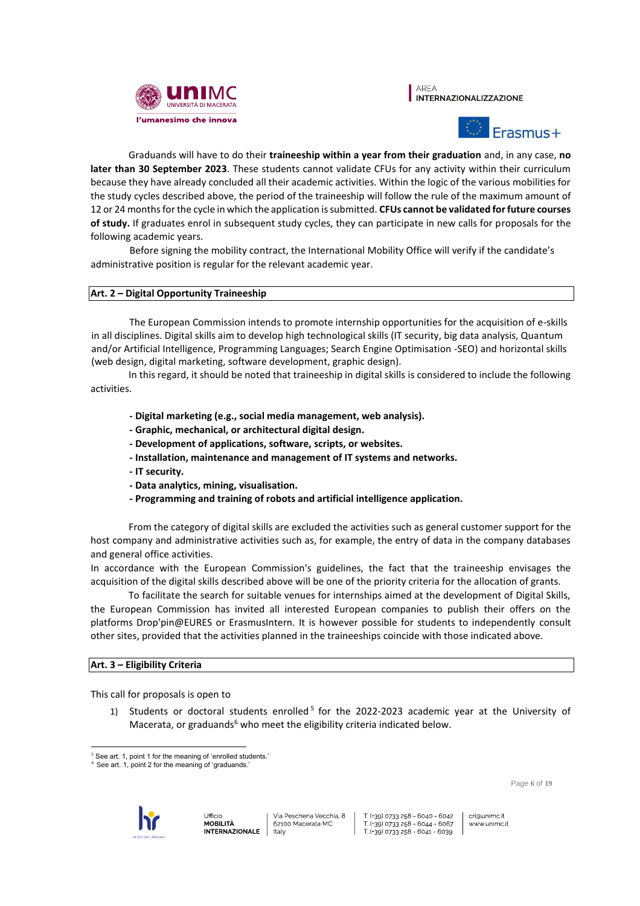Graduands will have to do their **traineeship within a year from their graduation** and, in any case, **no later than 30 September 2023**. These students cannot validate CFUs for any activity within their curriculum because they have already concluded all their academic activities. Within the logic of the various mobilities for the study cycles described above, the period of the traineeship will follow the rule of the maximum amount of 12 or 24 months for the cycle in which the application is submitted. **CFUs cannot be validated for future courses of study.** If graduates enrol in subsequent study cycles, they can participate in new calls for proposals for the following academic years.

Before signing the mobility contract, the International Mobility Office will verify if the candidate's administrative position is regular for the relevant academic year.

## Art. 2 – Digital Opportunity Traineeship

The European Commission intends to promote internship opportunities for the acquisition of e-skills in all disciplines. Digital skills aim to develop high technological skills (IT security, big data analysis, Quantum and/or Artificial Intelligence, Programming Languages; Search Engine Optimisation -SEO) and horizontal skills (web design, digital marketing, software development, graphic design).

In this regard, it should be noted that traineeship in digital skills is considered to include the following activities.

- **Digital marketing (e.g., social media management, web analysis).**
- **Graphic, mechanical, or architectural digital design.**
- **Development of applications, software, scripts, or websites.**
- **Installation, maintenance and management of IT systems and networks.**
- **IT security.**
- **Data analytics, mining, visualisation.**
- **Programming and training of robots and artificial intelligence application.**

From the category of digital skills are excluded the activities such as general customer support for the host company and administrative activities such as, for example, the entry of data in the company databases and general office activities.

In accordance with the European Commission's guidelines, the fact that the traineeship envisages the acquisition of the digital skills described above will be one of the priority criteria for the allocation of grants.

To facilitate the search for suitable venues for internships aimed at the development of Digital Skills, the European Commission has invited all interested European companies to publish their offers on the platforms Drop'pin@EURES or ErasmusIntern. It is however possible for students to independently consult other sites, provided that the activities planned in the traineeships coincide with those indicated above.

## Art. 3 – Eligibility Criteria

This call for proposals is open to

1) Students or doctoral students enrolled[5] for the 2022-2023 academic year at the University of Macerata, or graduands[6] who meet the eligibility criteria indicated below.

[5] See art. 1, point 1 for the meaning of 'enrolled students.'
[6] See art. 1, point 2 for the meaning of 'graduands.'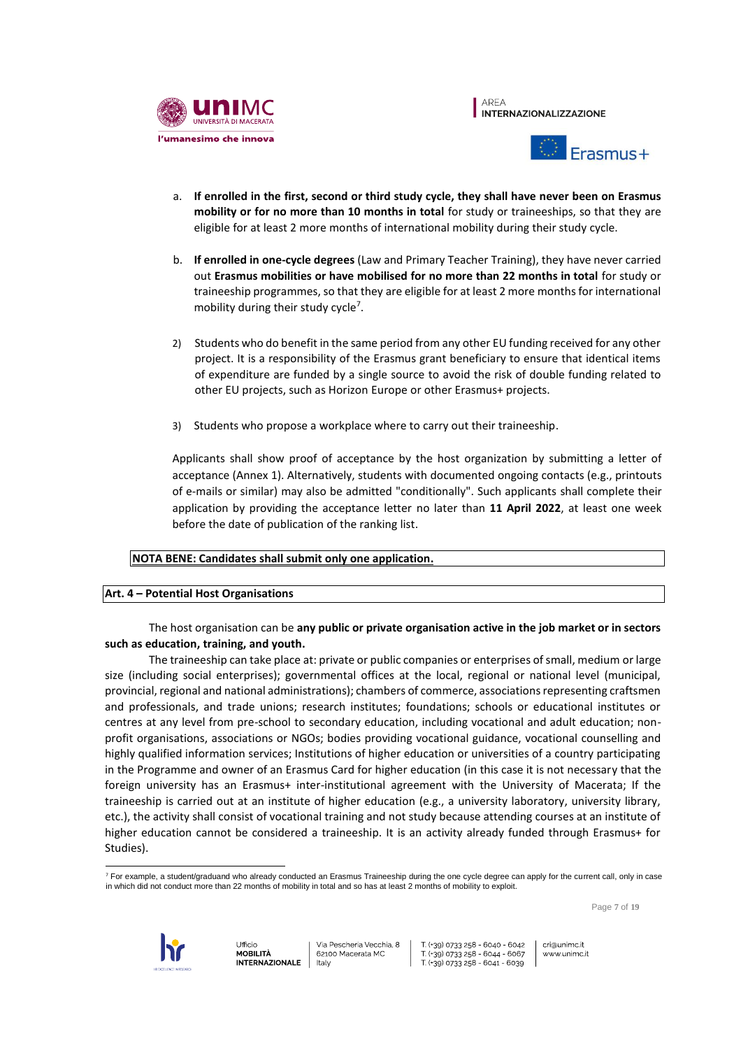a. **If enrolled in the first, second or third study cycle, they shall have never been on Erasmus mobility or for no more than 10 months in total** for study or traineeships, so that they are eligible for at least 2 more months of international mobility during their study cycle.

b. **If enrolled in one-cycle degrees** (Law and Primary Teacher Training), they have never carried out **Erasmus mobilities or have mobilised for no more than 22 months in total** for study or traineeship programmes, so that they are eligible for at least 2 more months for international mobility during their study cycle[7].

2) Students who do benefit in the same period from any other EU funding received for any other project. It is a responsibility of the Erasmus grant beneficiary to ensure that identical items of expenditure are funded by a single source to avoid the risk of double funding related to other EU projects, such as Horizon Europe or other Erasmus+ projects.

3) Students who propose a workplace where to carry out their traineeship.

Applicants shall show proof of acceptance by the host organization by submitting a letter of acceptance (Annex 1). Alternatively, students with documented ongoing contacts (e.g., printouts of e-mails or similar) may also be admitted "conditionally". Such applicants shall complete their application by providing the acceptance letter no later than **11 April 2022**, at least one week before the date of publication of the ranking list.

**NOTA BENE: Candidates shall submit only one application.**

## Art. 4 – Potential Host Organisations

The host organisation can be **any public or private organisation active in the job market or in sectors such as education, training, and youth.**

The traineeship can take place at: private or public companies or enterprises of small, medium or large size (including social enterprises); governmental offices at the local, regional or national level (municipal, provincial, regional and national administrations); chambers of commerce, associations representing craftsmen and professionals, and trade unions; research institutes; foundations; schools or educational institutes or centres at any level from pre-school to secondary education, including vocational and adult education; non-profit organisations, associations or NGOs; bodies providing vocational guidance, vocational counselling and highly qualified information services; Institutions of higher education or universities of a country participating in the Programme and owner of an Erasmus Card for higher education (in this case it is not necessary that the foreign university has an Erasmus+ inter-institutional agreement with the University of Macerata; If the traineeship is carried out at an institute of higher education (e.g., a university laboratory, university library, etc.), the activity shall consist of vocational training and not study because attending courses at an institute of higher education cannot be considered a traineeship. It is an activity already funded through Erasmus+ for Studies).

[7] For example, a student/graduand who already conducted an Erasmus Traineeship during the one cycle degree can apply for the current call, only in case in which did not conduct more than 22 months of mobility in total and so has at least 2 months of mobility to exploit.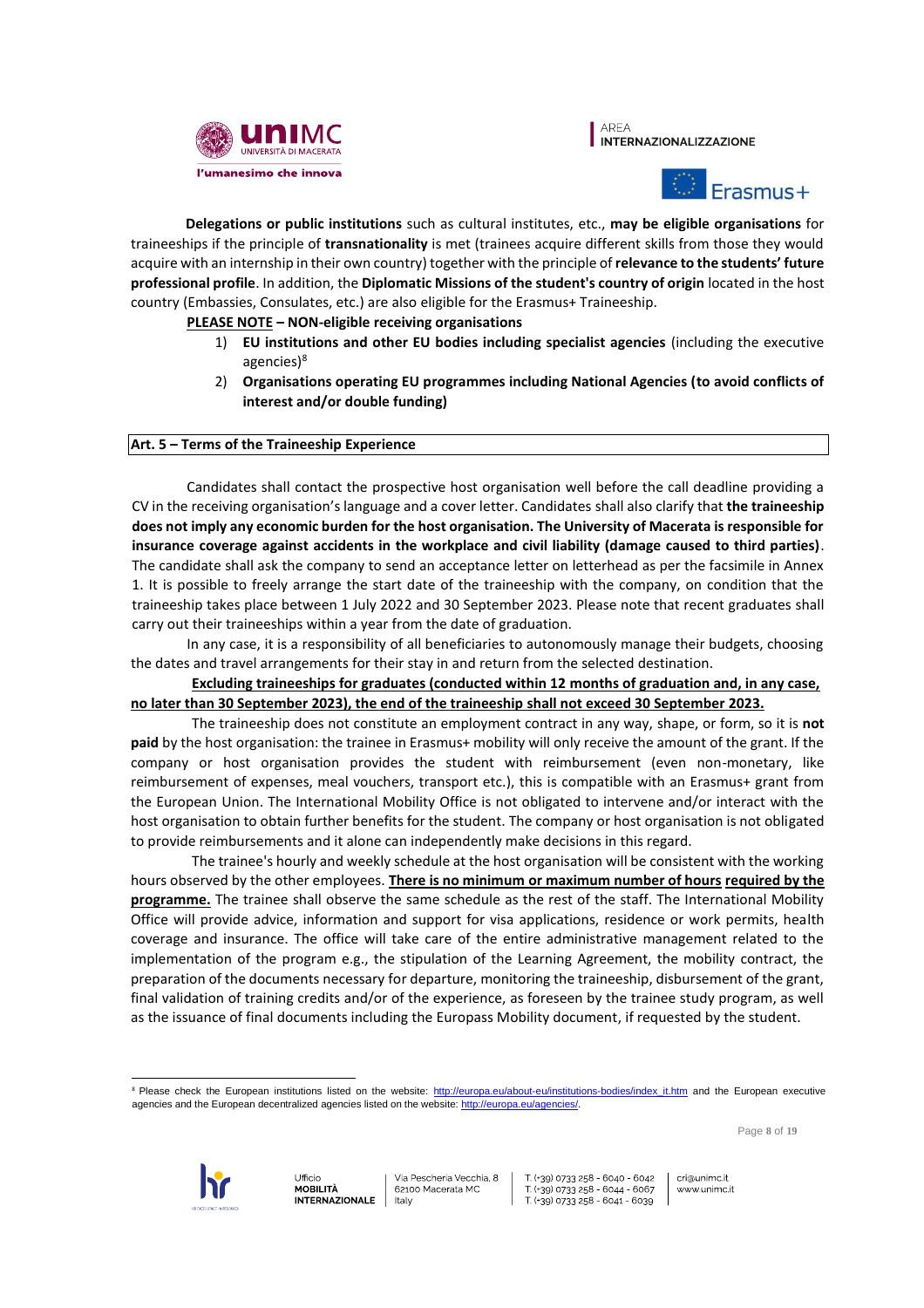**Delegations or public institutions** such as cultural institutes, etc., **may be eligible organisations** for traineeships if the principle of **transnationality** is met (trainees acquire different skills from those they would acquire with an internship in their own country) together with the principle of **relevance to the students' future professional profile**. In addition, the **Diplomatic Missions of the student's country of origin** located in the host country (Embassies, Consulates, etc.) are also eligible for the Erasmus+ Traineeship.

**PLEASE NOTE – NON-eligible receiving organisations**

1) **EU institutions and other EU bodies including specialist agencies** (including the executive agencies)[8]
2) **Organisations operating EU programmes including National Agencies (to avoid conflicts of interest and/or double funding)**

## Art. 5 – Terms of the Traineeship Experience

Candidates shall contact the prospective host organisation well before the call deadline providing a CV in the receiving organisation's language and a cover letter. Candidates shall also clarify that **the traineeship does not imply any economic burden for the host organisation. The University of Macerata is responsible for insurance coverage against accidents in the workplace and civil liability (damage caused to third parties)**. The candidate shall ask the company to send an acceptance letter on letterhead as per the facsimile in Annex 1. It is possible to freely arrange the start date of the traineeship with the company, on condition that the traineeship takes place between 1 July 2022 and 30 September 2023. Please note that recent graduates shall carry out their traineeships within a year from the date of graduation.

In any case, it is a responsibility of all beneficiaries to autonomously manage their budgets, choosing the dates and travel arrangements for their stay in and return from the selected destination.

**Excluding traineeships for graduates (conducted within 12 months of graduation and, in any case, no later than 30 September 2023), the end of the traineeship shall not exceed 30 September 2023.**

The traineeship does not constitute an employment contract in any way, shape, or form, so it is **not paid** by the host organisation: the trainee in Erasmus+ mobility will only receive the amount of the grant. If the company or host organisation provides the student with reimbursement (even non-monetary, like reimbursement of expenses, meal vouchers, transport etc.), this is compatible with an Erasmus+ grant from the European Union. The International Mobility Office is not obligated to intervene and/or interact with the host organisation to obtain further benefits for the student. The company or host organisation is not obligated to provide reimbursements and it alone can independently make decisions in this regard.

The trainee's hourly and weekly schedule at the host organisation will be consistent with the working hours observed by the other employees. **There is no minimum or maximum number of hours required by the programme.** The trainee shall observe the same schedule as the rest of the staff. The International Mobility Office will provide advice, information and support for visa applications, residence or work permits, health coverage and insurance. The office will take care of the entire administrative management related to the implementation of the program e.g., the stipulation of the Learning Agreement, the mobility contract, the preparation of the documents necessary for departure, monitoring the traineeship, disbursement of the grant, final validation of training credits and/or of the experience, as foreseen by the trainee study program, as well as the issuance of final documents including the Europass Mobility document, if requested by the student.

[8] Please check the European institutions listed on the website: http://europa.eu/about-eu/institutions-bodies/index_it.htm and the European executive agencies and the European decentralized agencies listed on the website: http://europa.eu/agencies/.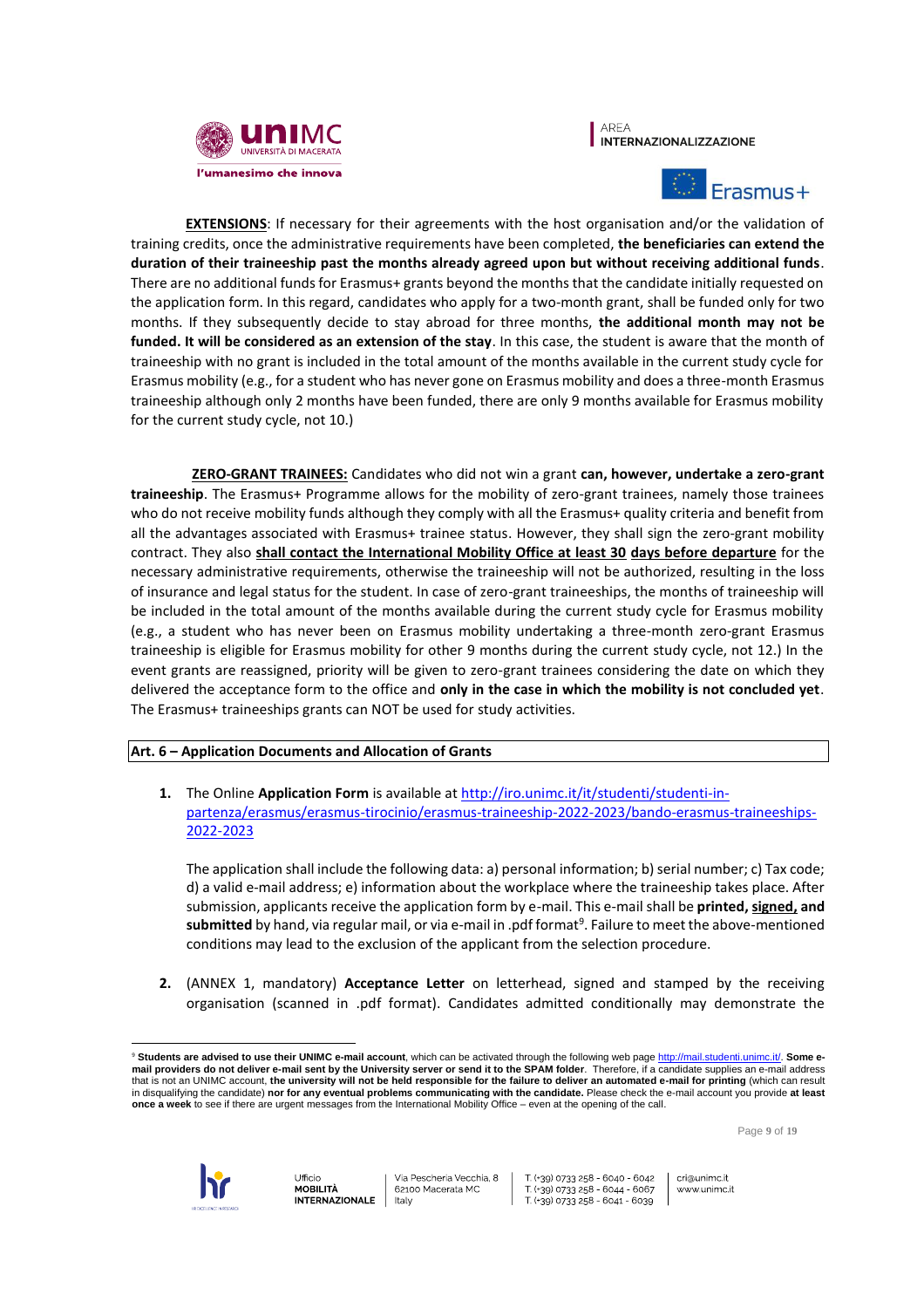**<u>EXTENSIONS</u>**: If necessary for their agreements with the host organisation and/or the validation of training credits, once the administrative requirements have been completed, **the beneficiaries can extend the duration of their traineeship past the months already agreed upon but without receiving additional funds**. There are no additional funds for Erasmus+ grants beyond the months that the candidate initially requested on the application form. In this regard, candidates who apply for a two-month grant, shall be funded only for two months. If they subsequently decide to stay abroad for three months, **the additional month may not be funded. It will be considered as an extension of the stay**. In this case, the student is aware that the month of traineeship with no grant is included in the total amount of the months available in the current study cycle for Erasmus mobility (e.g., for a student who has never gone on Erasmus mobility and does a three-month Erasmus traineeship although only 2 months have been funded, there are only 9 months available for Erasmus mobility for the current study cycle, not 10.)

**<u>ZERO-GRANT TRAINEES:</u>** Candidates who did not win a grant **can, however, undertake a zero-grant traineeship**. The Erasmus+ Programme allows for the mobility of zero-grant trainees, namely those trainees who do not receive mobility funds although they comply with all the Erasmus+ quality criteria and benefit from all the advantages associated with Erasmus+ trainee status. However, they shall sign the zero-grant mobility contract. They also **<u>shall contact the International Mobility Office at least 30 days before departure</u>** for the necessary administrative requirements, otherwise the traineeship will not be authorized, resulting in the loss of insurance and legal status for the student. In case of zero-grant traineeships, the months of traineeship will be included in the total amount of the months available during the current study cycle for Erasmus mobility (e.g., a student who has never been on Erasmus mobility undertaking a three-month zero-grant Erasmus traineeship is eligible for Erasmus mobility for other 9 months during the current study cycle, not 12.) In the event grants are reassigned, priority will be given to zero-grant trainees considering the date on which they delivered the acceptance form to the office and **only in the case in which the mobility is not concluded yet**. The Erasmus+ traineeships grants can NOT be used for study activities.

## Art. 6 – Application Documents and Allocation of Grants

1. The Online **Application Form** is available at http://iro.unimc.it/it/studenti/studenti-in-partenza/erasmus/erasmus-tirocinio/erasmus-traineeship-2022-2023/bando-erasmus-traineeships-2022-2023

   The application shall include the following data: a) personal information; b) serial number; c) Tax code; d) a valid e-mail address; e) information about the workplace where the traineeship takes place. After submission, applicants receive the application form by e-mail. This e-mail shall be **printed, <u>signed</u>, and submitted** by hand, via regular mail, or via e-mail in .pdf format[9]. Failure to meet the above-mentioned conditions may lead to the exclusion of the applicant from the selection procedure.

2. (ANNEX 1, mandatory) **Acceptance Letter** on letterhead, signed and stamped by the receiving organisation (scanned in .pdf format). Candidates admitted conditionally may demonstrate the

[9] **Students are advised to use their UNIMC e-mail account**, which can be activated through the following web page http://mail.studenti.unimc.it/. **Some e-mail providers do not deliver e-mail sent by the University server or send it to the SPAM folder**. Therefore, if a candidate supplies an e-mail address that is not an UNIMC account, **the university will not be held responsible for the failure to deliver an automated e-mail for printing** (which can result in disqualifying the candidate) **nor for any eventual problems communicating with the candidate.** Please check the e-mail account you provide **at least once a week** to see if there are urgent messages from the International Mobility Office – even at the opening of the call.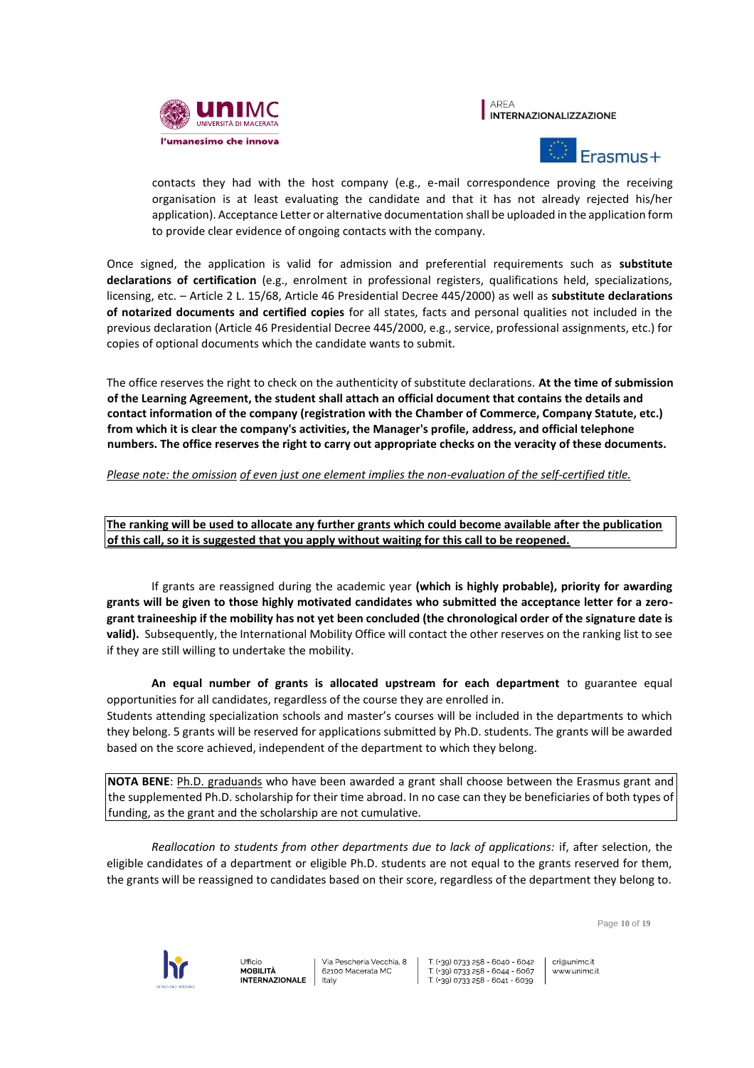contacts they had with the host company (e.g., e-mail correspondence proving the receiving organisation is at least evaluating the candidate and that it has not already rejected his/her application). Acceptance Letter or alternative documentation shall be uploaded in the application form to provide clear evidence of ongoing contacts with the company.

Once signed, the application is valid for admission and preferential requirements such as **substitute declarations of certification** (e.g., enrolment in professional registers, qualifications held, specializations, licensing, etc. – Article 2 L. 15/68, Article 46 Presidential Decree 445/2000) as well as **substitute declarations of notarized documents and certified copies** for all states, facts and personal qualities not included in the previous declaration (Article 46 Presidential Decree 445/2000, e.g., service, professional assignments, etc.) for copies of optional documents which the candidate wants to submit.

The office reserves the right to check on the authenticity of substitute declarations. **At the time of submission of the Learning Agreement, the student shall attach an official document that contains the details and contact information of the company (registration with the Chamber of Commerce, Company Statute, etc.) from which it is clear the company's activities, the Manager's profile, address, and official telephone numbers. The office reserves the right to carry out appropriate checks on the veracity of these documents.**

*Please note: the omission of even just one element implies the non-evaluation of the self-certified title.*

**The ranking will be used to allocate any further grants which could become available after the publication of this call, so it is suggested that you apply without waiting for this call to be reopened.**

If grants are reassigned during the academic year **(which is highly probable), priority for awarding grants will be given to those highly motivated candidates who submitted the acceptance letter for a zero-grant traineeship if the mobility has not yet been concluded (the chronological order of the signature date is valid).** Subsequently, the International Mobility Office will contact the other reserves on the ranking list to see if they are still willing to undertake the mobility.

**An equal number of grants is allocated upstream for each department** to guarantee equal opportunities for all candidates, regardless of the course they are enrolled in.
Students attending specialization schools and master's courses will be included in the departments to which they belong. 5 grants will be reserved for applications submitted by Ph.D. students. The grants will be awarded based on the score achieved, independent of the department to which they belong.

**NOTA BENE**: Ph.D. graduands who have been awarded a grant shall choose between the Erasmus grant and the supplemented Ph.D. scholarship for their time abroad. In no case can they be beneficiaries of both types of funding, as the grant and the scholarship are not cumulative.

*Reallocation to students from other departments due to lack of applications:* if, after selection, the eligible candidates of a department or eligible Ph.D. students are not equal to the grants reserved for them, the grants will be reassigned to candidates based on their score, regardless of the department they belong to.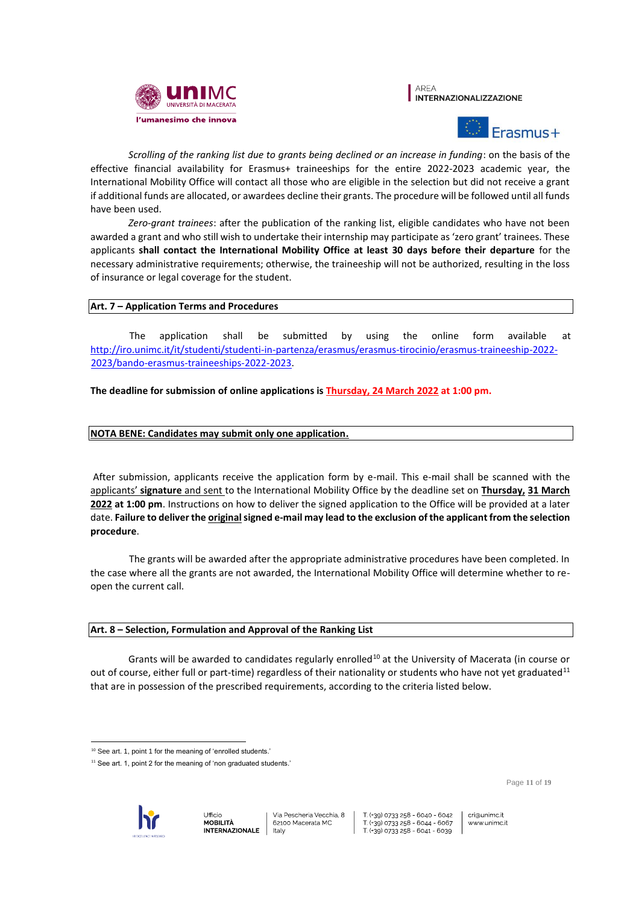*Scrolling of the ranking list due to grants being declined or an increase in funding*: on the basis of the effective financial availability for Erasmus+ traineeships for the entire 2022-2023 academic year, the International Mobility Office will contact all those who are eligible in the selection but did not receive a grant if additional funds are allocated, or awardees decline their grants. The procedure will be followed until all funds have been used.

*Zero-grant trainees*: after the publication of the ranking list, eligible candidates who have not been awarded a grant and who still wish to undertake their internship may participate as 'zero grant' trainees. These applicants **shall contact the International Mobility Office at least 30 days before their departure** for the necessary administrative requirements; otherwise, the traineeship will not be authorized, resulting in the loss of insurance or legal coverage for the student.

## Art. 7 – Application Terms and Procedures

The application shall be submitted by using the online form available at http://iro.unimc.it/it/studenti/studenti-in-partenza/erasmus/erasmus-tirocinio/erasmus-traineeship-2022-2023/bando-erasmus-traineeships-2022-2023.

**The deadline for submission of online applications is Thursday, 24 March 2022 at 1:00 pm.**

**NOTA BENE: Candidates may submit only one application.**

After submission, applicants receive the application form by e-mail. This e-mail shall be scanned with the applicants' **signature** and sent to the International Mobility Office by the deadline set on **Thursday, 31 March 2022 at 1:00 pm**. Instructions on how to deliver the signed application to the Office will be provided at a later date. **Failure to deliver the original signed e-mail may lead to the exclusion of the applicant from the selection procedure**.

The grants will be awarded after the appropriate administrative procedures have been completed. In the case where all the grants are not awarded, the International Mobility Office will determine whether to re-open the current call.

## Art. 8 – Selection, Formulation and Approval of the Ranking List

Grants will be awarded to candidates regularly enrolled[10] at the University of Macerata (in course or out of course, either full or part-time) regardless of their nationality or students who have not yet graduated[11] that are in possession of the prescribed requirements, according to the criteria listed below.

---

[10] See art. 1, point 1 for the meaning of 'enrolled students.'

[11] See art. 1, point 2 for the meaning of 'non graduated students.'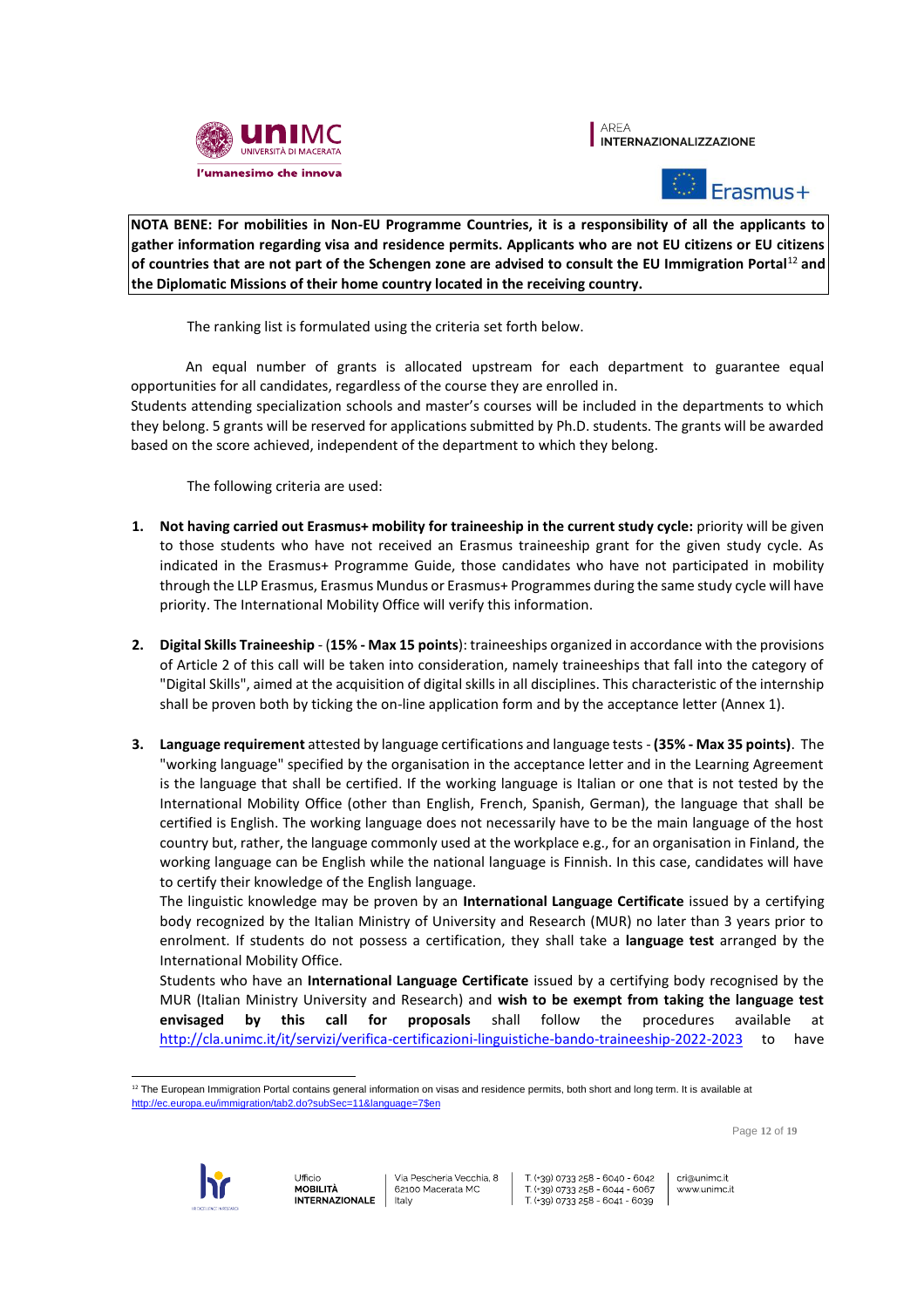**NOTA BENE: For mobilities in Non-EU Programme Countries, it is a responsibility of all the applicants to gather information regarding visa and residence permits. Applicants who are not EU citizens or EU citizens of countries that are not part of the Schengen zone are advised to consult the EU Immigration Portal[12] and the Diplomatic Missions of their home country located in the receiving country.**

The ranking list is formulated using the criteria set forth below.

An equal number of grants is allocated upstream for each department to guarantee equal opportunities for all candidates, regardless of the course they are enrolled in.
Students attending specialization schools and master's courses will be included in the departments to which they belong. 5 grants will be reserved for applications submitted by Ph.D. students. The grants will be awarded based on the score achieved, independent of the department to which they belong.

The following criteria are used:

1. **Not having carried out Erasmus+ mobility for traineeship in the current study cycle:** priority will be given to those students who have not received an Erasmus traineeship grant for the given study cycle. As indicated in the Erasmus+ Programme Guide, those candidates who have not participated in mobility through the LLP Erasmus, Erasmus Mundus or Erasmus+ Programmes during the same study cycle will have priority. The International Mobility Office will verify this information.

2. **Digital Skills Traineeship** - (**15% - Max 15 points**): traineeships organized in accordance with the provisions of Article 2 of this call will be taken into consideration, namely traineeships that fall into the category of "Digital Skills", aimed at the acquisition of digital skills in all disciplines. This characteristic of the internship shall be proven both by ticking the on-line application form and by the acceptance letter (Annex 1).

3. **Language requirement** attested by language certifications and language tests - **(35% - Max 35 points)**. The "working language" specified by the organisation in the acceptance letter and in the Learning Agreement is the language that shall be certified. If the working language is Italian or one that is not tested by the International Mobility Office (other than English, French, Spanish, German), the language that shall be certified is English. The working language does not necessarily have to be the main language of the host country but, rather, the language commonly used at the workplace e.g., for an organisation in Finland, the working language can be English while the national language is Finnish. In this case, candidates will have to certify their knowledge of the English language.
   The linguistic knowledge may be proven by an **International Language Certificate** issued by a certifying body recognized by the Italian Ministry of University and Research (MUR) no later than 3 years prior to enrolment. If students do not possess a certification, they shall take a **language test** arranged by the International Mobility Office.
   Students who have an **International Language Certificate** issued by a certifying body recognised by the MUR (Italian Ministry University and Research) and **wish to be exempt from taking the language test envisaged by this call for proposals** shall follow the procedures available at http://cla.unimc.it/it/servizi/verifica-certificazioni-linguistiche-bando-traineeship-2022-2023 to have

[12] The European Immigration Portal contains general information on visas and residence permits, both short and long term. It is available at http://ec.europa.eu/immigration/tab2.do?subSec=11&language=7$en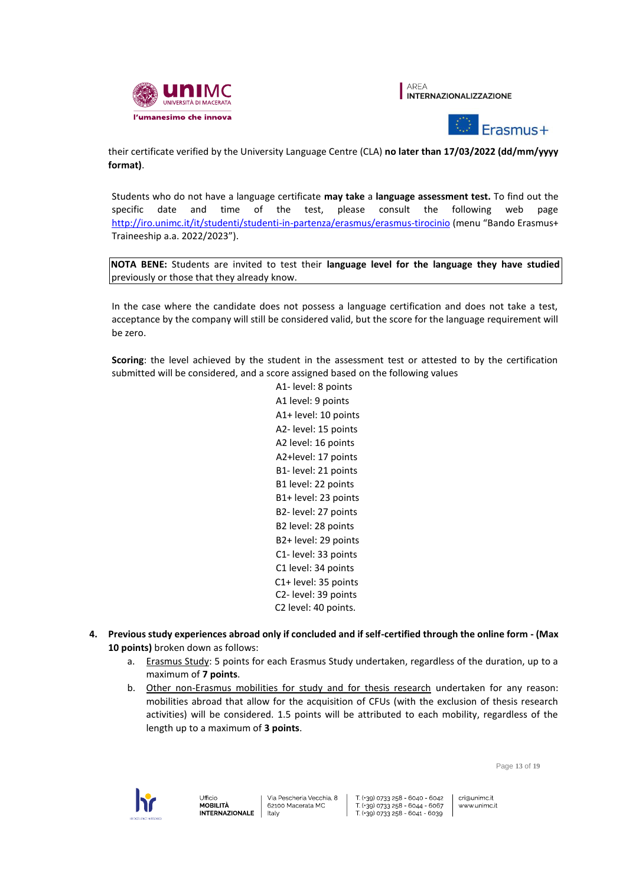their certificate verified by the University Language Centre (CLA) **no later than 17/03/2022 (dd/mm/yyyy format)**.

Students who do not have a language certificate **may take** a **language assessment test.** To find out the specific date and time of the test, please consult the following web page http://iro.unimc.it/it/studenti/studenti-in-partenza/erasmus/erasmus-tirocinio (menu "Bando Erasmus+ Traineeship a.a. 2022/2023").

**NOTA BENE:** Students are invited to test their **language level for the language they have studied** previously or those that they already know.

In the case where the candidate does not possess a language certification and does not take a test, acceptance by the company will still be considered valid, but the score for the language requirement will be zero.

**Scoring**: the level achieved by the student in the assessment test or attested to by the certification submitted will be considered, and a score assigned based on the following values

A1- level: 8 points
A1 level: 9 points
A1+ level: 10 points
A2- level: 15 points
A2 level: 16 points
A2+level: 17 points
B1- level: 21 points
B1 level: 22 points
B1+ level: 23 points
B2- level: 27 points
B2 level: 28 points
B2+ level: 29 points
C1- level: 33 points
C1 level: 34 points
C1+ level: 35 points
C2- level: 39 points
C2 level: 40 points.

4. **Previous study experiences abroad only if concluded and if self-certified through the online form - (Max 10 points)** broken down as follows:
   a. Erasmus Study: 5 points for each Erasmus Study undertaken, regardless of the duration, up to a maximum of **7 points**.
   b. Other non-Erasmus mobilities for study and for thesis research undertaken for any reason: mobilities abroad that allow for the acquisition of CFUs (with the exclusion of thesis research activities) will be considered. 1.5 points will be attributed to each mobility, regardless of the length up to a maximum of **3 points**.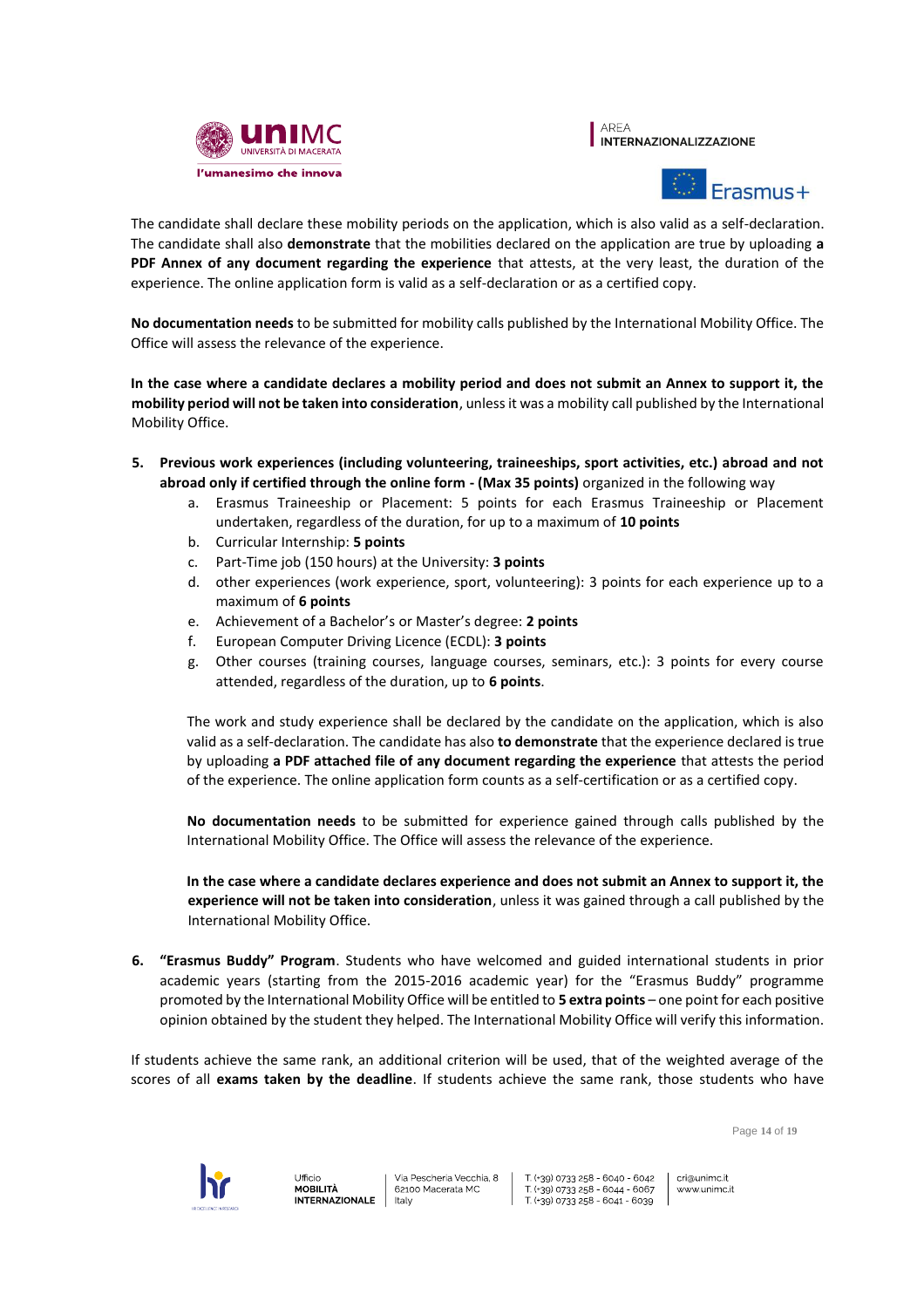The candidate shall declare these mobility periods on the application, which is also valid as a self-declaration. The candidate shall also **demonstrate** that the mobilities declared on the application are true by uploading **a PDF Annex of any document regarding the experience** that attests, at the very least, the duration of the experience. The online application form is valid as a self-declaration or as a certified copy.

**No documentation needs** to be submitted for mobility calls published by the International Mobility Office. The Office will assess the relevance of the experience.

**In the case where a candidate declares a mobility period and does not submit an Annex to support it, the mobility period will not be taken into consideration**, unless it was a mobility call published by the International Mobility Office.

5. **Previous work experiences (including volunteering, traineeships, sport activities, etc.) abroad and not abroad only if certified through the online form - (Max 35 points)** organized in the following way
   a. Erasmus Traineeship or Placement: 5 points for each Erasmus Traineeship or Placement undertaken, regardless of the duration, for up to a maximum of **10 points**
   b. Curricular Internship: **5 points**
   c. Part-Time job (150 hours) at the University: **3 points**
   d. other experiences (work experience, sport, volunteering): 3 points for each experience up to a maximum of **6 points**
   e. Achievement of a Bachelor's or Master's degree: **2 points**
   f. European Computer Driving Licence (ECDL): **3 points**
   g. Other courses (training courses, language courses, seminars, etc.): 3 points for every course attended, regardless of the duration, up to **6 points**.

   The work and study experience shall be declared by the candidate on the application, which is also valid as a self-declaration. The candidate has also **to demonstrate** that the experience declared is true by uploading **a PDF attached file of any document regarding the experience** that attests the period of the experience. The online application form counts as a self-certification or as a certified copy.

   **No documentation needs** to be submitted for experience gained through calls published by the International Mobility Office. The Office will assess the relevance of the experience.

   **In the case where a candidate declares experience and does not submit an Annex to support it, the experience will not be taken into consideration**, unless it was gained through a call published by the International Mobility Office.

6. **"Erasmus Buddy" Program**. Students who have welcomed and guided international students in prior academic years (starting from the 2015-2016 academic year) for the "Erasmus Buddy" programme promoted by the International Mobility Office will be entitled to **5 extra points** – one point for each positive opinion obtained by the student they helped. The International Mobility Office will verify this information.

If students achieve the same rank, an additional criterion will be used, that of the weighted average of the scores of all **exams taken by the deadline**. If students achieve the same rank, those students who have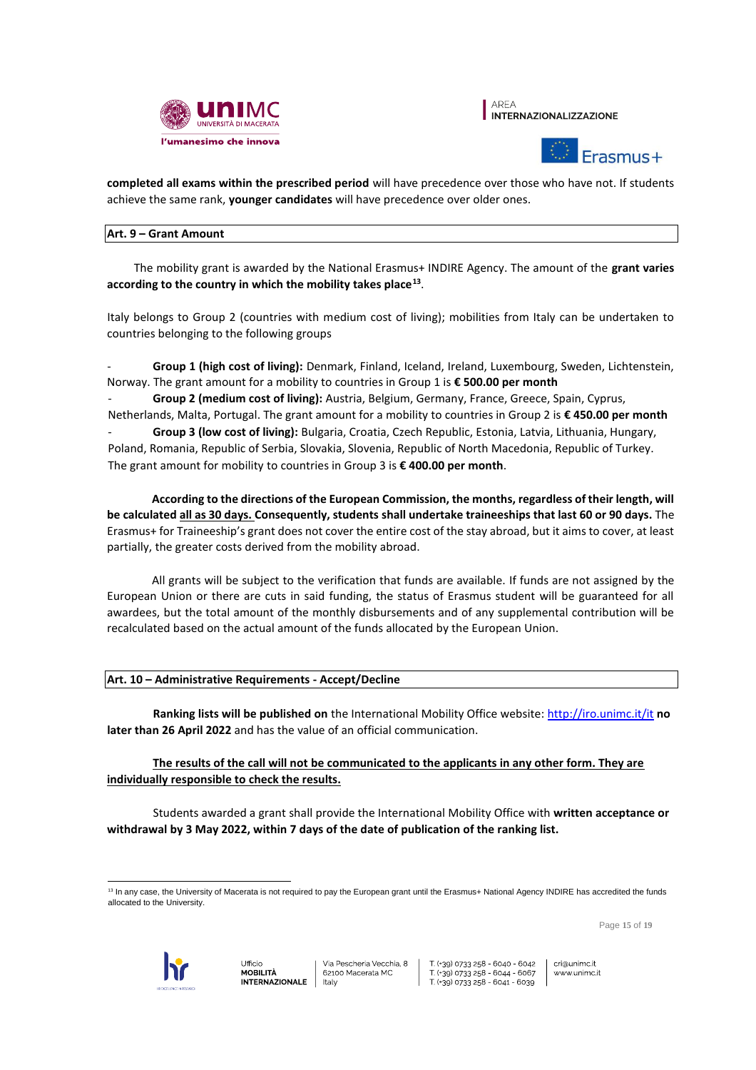**completed all exams within the prescribed period** will have precedence over those who have not. If students achieve the same rank, **younger candidates** will have precedence over older ones.

## Art. 9 – Grant Amount

The mobility grant is awarded by the National Erasmus+ INDIRE Agency. The amount of the **grant varies according to the country in which the mobility takes place**[13].

Italy belongs to Group 2 (countries with medium cost of living); mobilities from Italy can be undertaken to countries belonging to the following groups

- **Group 1 (high cost of living):** Denmark, Finland, Iceland, Ireland, Luxembourg, Sweden, Lichtenstein, Norway. The grant amount for a mobility to countries in Group 1 is **€ 500.00 per month**
- **Group 2 (medium cost of living):** Austria, Belgium, Germany, France, Greece, Spain, Cyprus, Netherlands, Malta, Portugal. The grant amount for a mobility to countries in Group 2 is **€ 450.00 per month**
- **Group 3 (low cost of living):** Bulgaria, Croatia, Czech Republic, Estonia, Latvia, Lithuania, Hungary, Poland, Romania, Republic of Serbia, Slovakia, Slovenia, Republic of North Macedonia, Republic of Turkey. The grant amount for mobility to countries in Group 3 is **€ 400.00 per month**.

**According to the directions of the European Commission, the months, regardless of their length, will be calculated all as 30 days. Consequently, students shall undertake traineeships that last 60 or 90 days.** The Erasmus+ for Traineeship's grant does not cover the entire cost of the stay abroad, but it aims to cover, at least partially, the greater costs derived from the mobility abroad.

All grants will be subject to the verification that funds are available. If funds are not assigned by the European Union or there are cuts in said funding, the status of Erasmus student will be guaranteed for all awardees, but the total amount of the monthly disbursements and of any supplemental contribution will be recalculated based on the actual amount of the funds allocated by the European Union.

## Art. 10 – Administrative Requirements - Accept/Decline

**Ranking lists will be published on** the International Mobility Office website: http://iro.unimc.it/it **no later than 26 April 2022** and has the value of an official communication.

**The results of the call will not be communicated to the applicants in any other form. They are individually responsible to check the results.**

Students awarded a grant shall provide the International Mobility Office with **written acceptance or withdrawal by 3 May 2022, within 7 days of the date of publication of the ranking list.**

[13] In any case, the University of Macerata is not required to pay the European grant until the Erasmus+ National Agency INDIRE has accredited the funds allocated to the University.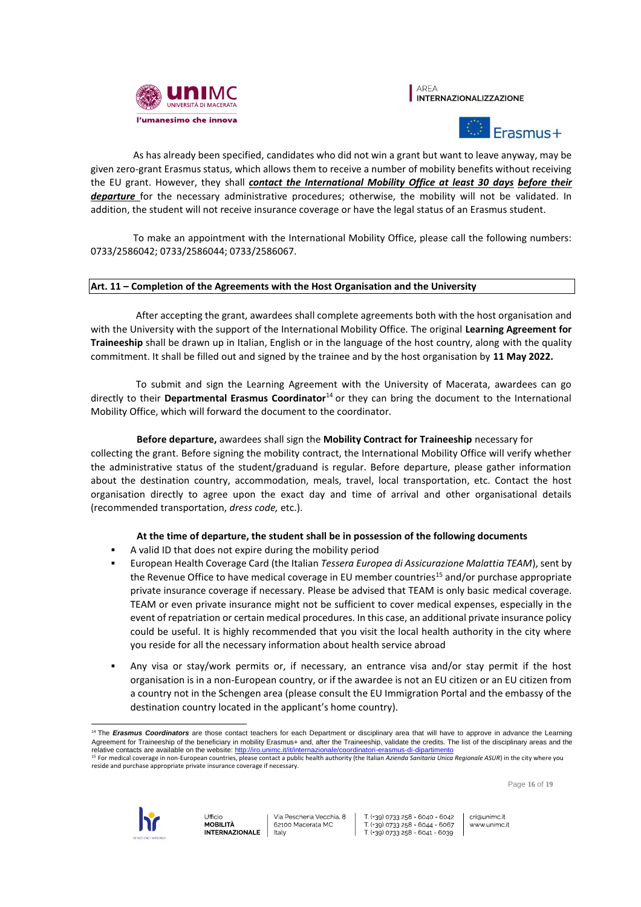As has already been specified, candidates who did not win a grant but want to leave anyway, may be given zero-grant Erasmus status, which allows them to receive a number of mobility benefits without receiving the EU grant. However, they shall ***contact the International Mobility Office at least 30 days*** ***before their departure*** for the necessary administrative procedures; otherwise, the mobility will not be validated. In addition, the student will not receive insurance coverage or have the legal status of an Erasmus student.

To make an appointment with the International Mobility Office, please call the following numbers: 0733/2586042; 0733/2586044; 0733/2586067.

## Art. 11 – Completion of the Agreements with the Host Organisation and the University

After accepting the grant, awardees shall complete agreements both with the host organisation and with the University with the support of the International Mobility Office. The original **Learning Agreement for Traineeship** shall be drawn up in Italian, English or in the language of the host country, along with the quality commitment. It shall be filled out and signed by the trainee and by the host organisation by **11 May 2022.**

To submit and sign the Learning Agreement with the University of Macerata, awardees can go directly to their **Departmental Erasmus Coordinator**[14] or they can bring the document to the International Mobility Office, which will forward the document to the coordinator.

**Before departure,** awardees shall sign the **Mobility Contract for Traineeship** necessary for collecting the grant. Before signing the mobility contract, the International Mobility Office will verify whether the administrative status of the student/graduand is regular. Before departure, please gather information about the destination country, accommodation, meals, travel, local transportation, etc. Contact the host organisation directly to agree upon the exact day and time of arrival and other organisational details (recommended transportation, *dress code,* etc.).

**At the time of departure, the student shall be in possession of the following documents**

- A valid ID that does not expire during the mobility period
- European Health Coverage Card (the Italian *Tessera Europea di Assicurazione Malattia TEAM*), sent by the Revenue Office to have medical coverage in EU member countries[15] and/or purchase appropriate private insurance coverage if necessary. Please be advised that TEAM is only basic medical coverage. TEAM or even private insurance might not be sufficient to cover medical expenses, especially in the event of repatriation or certain medical procedures. In this case, an additional private insurance policy could be useful. It is highly recommended that you visit the local health authority in the city where you reside for all the necessary information about health service abroad
- Any visa or stay/work permits or, if necessary, an entrance visa and/or stay permit if the host organisation is in a non-European country, or if the awardee is not an EU citizen or an EU citizen from a country not in the Schengen area (please consult the EU Immigration Portal and the embassy of the destination country located in the applicant's home country).

---

[14] The ***Erasmus Coordinators*** are those contact teachers for each Department or disciplinary area that will have to approve in advance the Learning Agreement for Traineeship of the beneficiary in mobility Erasmus+ and, after the Traineeship, validate the credits. The list of the disciplinary areas and the relative contacts are available on the website: http://iro.unimc.it/it/internazionale/coordinatori-erasmus-di-dipartimento

[15] For medical coverage in non-European countries, please contact a public health authority (the Italian *Azienda Sanitaria Unica Regionale ASUR*) in the city where you reside and purchase appropriate private insurance coverage if necessary.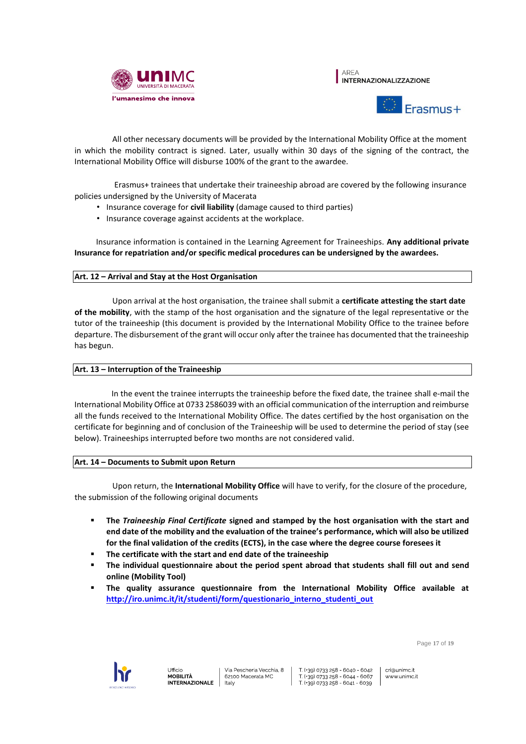All other necessary documents will be provided by the International Mobility Office at the moment in which the mobility contract is signed. Later, usually within 30 days of the signing of the contract, the International Mobility Office will disburse 100% of the grant to the awardee.

Erasmus+ trainees that undertake their traineeship abroad are covered by the following insurance policies undersigned by the University of Macerata

- Insurance coverage for **civil liability** (damage caused to third parties)
- Insurance coverage against accidents at the workplace.

Insurance information is contained in the Learning Agreement for Traineeships. **Any additional private Insurance for repatriation and/or specific medical procedures can be undersigned by the awardees.**

## Art. 12 – Arrival and Stay at the Host Organisation

Upon arrival at the host organisation, the trainee shall submit a **certificate attesting the start date of the mobility**, with the stamp of the host organisation and the signature of the legal representative or the tutor of the traineeship (this document is provided by the International Mobility Office to the trainee before departure. The disbursement of the grant will occur only after the trainee has documented that the traineeship has begun.

## Art. 13 – Interruption of the Traineeship

In the event the trainee interrupts the traineeship before the fixed date, the trainee shall e-mail the International Mobility Office at 0733 2586039 with an official communication of the interruption and reimburse all the funds received to the International Mobility Office. The dates certified by the host organisation on the certificate for beginning and of conclusion of the Traineeship will be used to determine the period of stay (see below). Traineeships interrupted before two months are not considered valid.

## Art. 14 – Documents to Submit upon Return

Upon return, the **International Mobility Office** will have to verify, for the closure of the procedure, the submission of the following original documents

- **The *Traineeship Final Certificate* signed and stamped by the host organisation with the start and end date of the mobility and the evaluation of the trainee's performance, which will also be utilized for the final validation of the credits (ECTS), in the case where the degree course foresees it**
- **The certificate with the start and end date of the traineeship**
- **The individual questionnaire about the period spent abroad that students shall fill out and send online (Mobility Tool)**
- **The quality assurance questionnaire from the International Mobility Office available at [http://iro.unimc.it/it/studenti/form/questionario_interno_studenti_out](http://iro.unimc.it/it/studenti/form/questionario_interno_studenti_out)**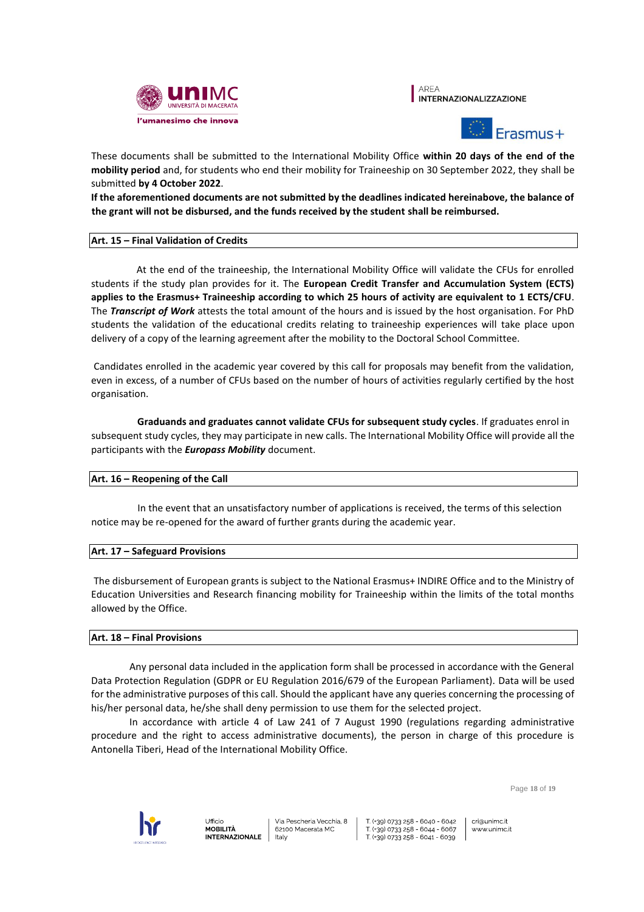These documents shall be submitted to the International Mobility Office **within 20 days of the end of the mobility period** and, for students who end their mobility for Traineeship on 30 September 2022, they shall be submitted **by 4 October 2022**.

**If the aforementioned documents are not submitted by the deadlines indicated hereinabove, the balance of the grant will not be disbursed, and the funds received by the student shall be reimbursed.**

## Art. 15 – Final Validation of Credits

At the end of the traineeship, the International Mobility Office will validate the CFUs for enrolled students if the study plan provides for it. The **European Credit Transfer and Accumulation System (ECTS) applies to the Erasmus+ Traineeship according to which 25 hours of activity are equivalent to 1 ECTS/CFU**. The ***Transcript of Work*** attests the total amount of the hours and is issued by the host organisation. For PhD students the validation of the educational credits relating to traineeship experiences will take place upon delivery of a copy of the learning agreement after the mobility to the Doctoral School Committee.

Candidates enrolled in the academic year covered by this call for proposals may benefit from the validation, even in excess, of a number of CFUs based on the number of hours of activities regularly certified by the host organisation.

**Graduands and graduates cannot validate CFUs for subsequent study cycles**. If graduates enrol in subsequent study cycles, they may participate in new calls. The International Mobility Office will provide all the participants with the ***Europass Mobility*** document.

## Art. 16 – Reopening of the Call

In the event that an unsatisfactory number of applications is received, the terms of this selection notice may be re-opened for the award of further grants during the academic year.

## Art. 17 – Safeguard Provisions

The disbursement of European grants is subject to the National Erasmus+ INDIRE Office and to the Ministry of Education Universities and Research financing mobility for Traineeship within the limits of the total months allowed by the Office.

## Art. 18 – Final Provisions

Any personal data included in the application form shall be processed in accordance with the General Data Protection Regulation (GDPR or EU Regulation 2016/679 of the European Parliament). Data will be used for the administrative purposes of this call. Should the applicant have any queries concerning the processing of his/her personal data, he/she shall deny permission to use them for the selected project.

In accordance with article 4 of Law 241 of 7 August 1990 (regulations regarding administrative procedure and the right to access administrative documents), the person in charge of this procedure is Antonella Tiberi, Head of the International Mobility Office.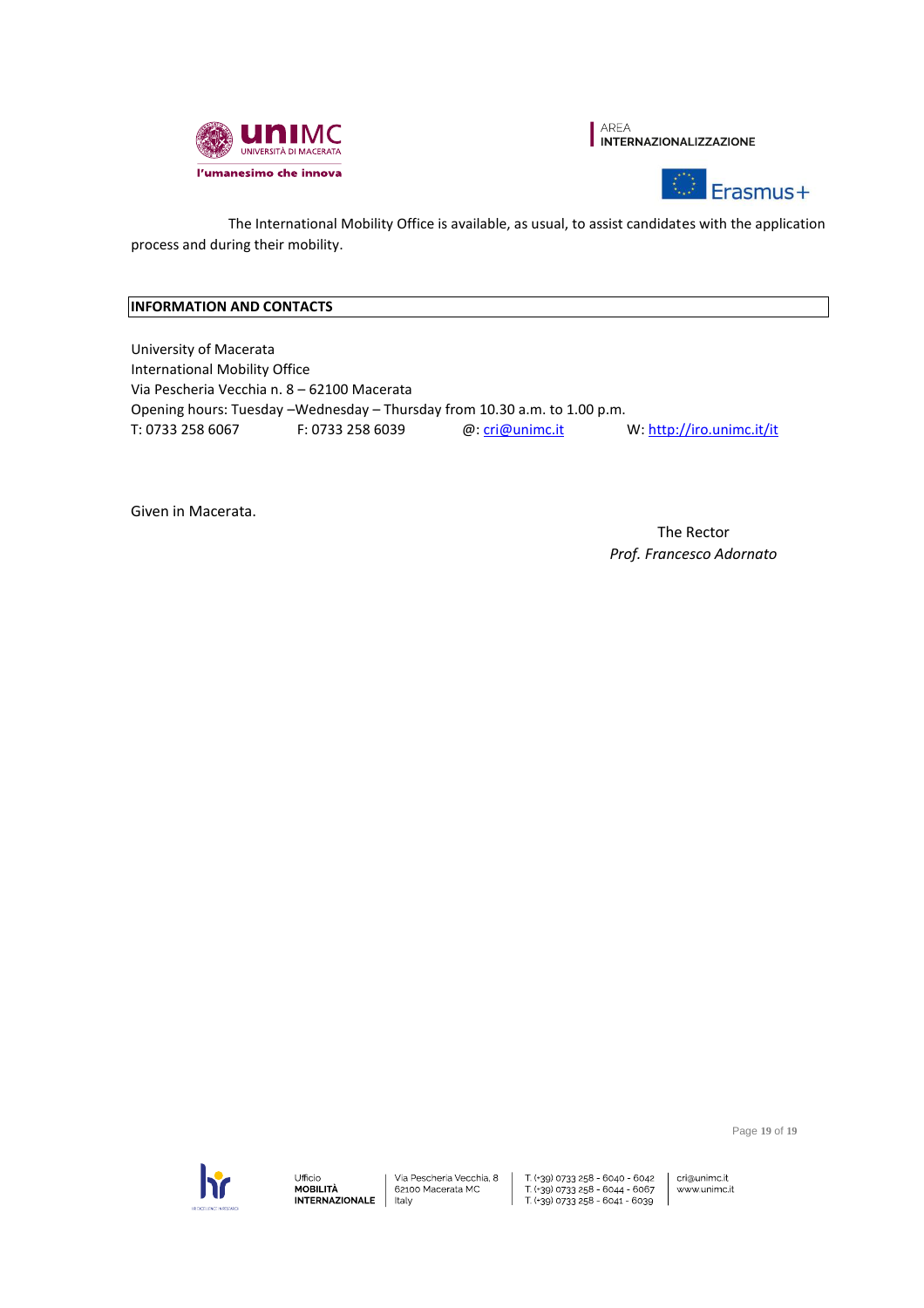The International Mobility Office is available, as usual, to assist candidates with the application process and during their mobility.

## INFORMATION AND CONTACTS

University of Macerata
International Mobility Office
Via Pescheria Vecchia n. 8 – 62100 Macerata
Opening hours: Tuesday –Wednesday – Thursday from 10.30 a.m. to 1.00 p.m.
T: 0733 258 6067 F: 0733 258 6039 @: cri@unimc.it W: http://iro.unimc.it/it

Given in Macerata.

The Rector
*Prof. Francesco Adornato*